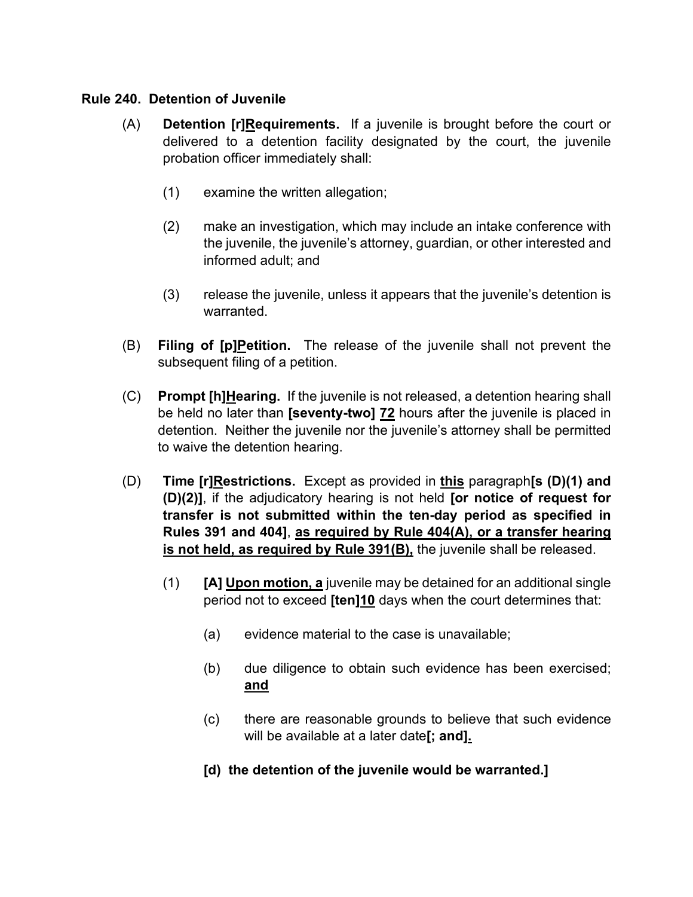**Rule 240. Detention of Juvenile**

(A) **Detention [r]<u>R</u>equirements.** If a juvenile is brought before the court or delivered to a detention facility designated by the court, the juvenile probation officer immediately shall:

(1) examine the written allegation;

(2) make an investigation, which may include an intake conference with the juvenile, the juvenile's attorney, guardian, or other interested and informed adult; and

(3) release the juvenile, unless it appears that the juvenile's detention is warranted.

(B) **Filing of [p]<u>P</u>etition.** The release of the juvenile shall not prevent the subsequent filing of a petition.

(C) **Prompt [h]<u>H</u>earing.** If the juvenile is not released, a detention hearing shall be held no later than **[seventy-two] <u>72</u>** hours after the juvenile is placed in detention. Neither the juvenile nor the juvenile's attorney shall be permitted to waive the detention hearing.

(D) **Time [r]<u>R</u>estrictions.** Except as provided in **<u>this</u>** paragraph**[s (D)(1) and (D)(2)]**, if the adjudicatory hearing is not held **[or notice of request for transfer is not submitted within the ten-day period as specified in Rules 391 and 404]**, **<u>as required by Rule 404(A), or a transfer hearing is not held, as required by Rule 391(B),</u>** the juvenile shall be released.

(1) **[A] <u>Upon motion, a</u>** juvenile may be detained for an additional single period not to exceed **[ten]<u>10</u>** days when the court determines that:

(a) evidence material to the case is unavailable;

(b) due diligence to obtain such evidence has been exercised; **<u>and</u>**

(c) there are reasonable grounds to believe that such evidence will be available at a later date**[; and]<u>.</u>**

**[d) the detention of the juvenile would be warranted.]**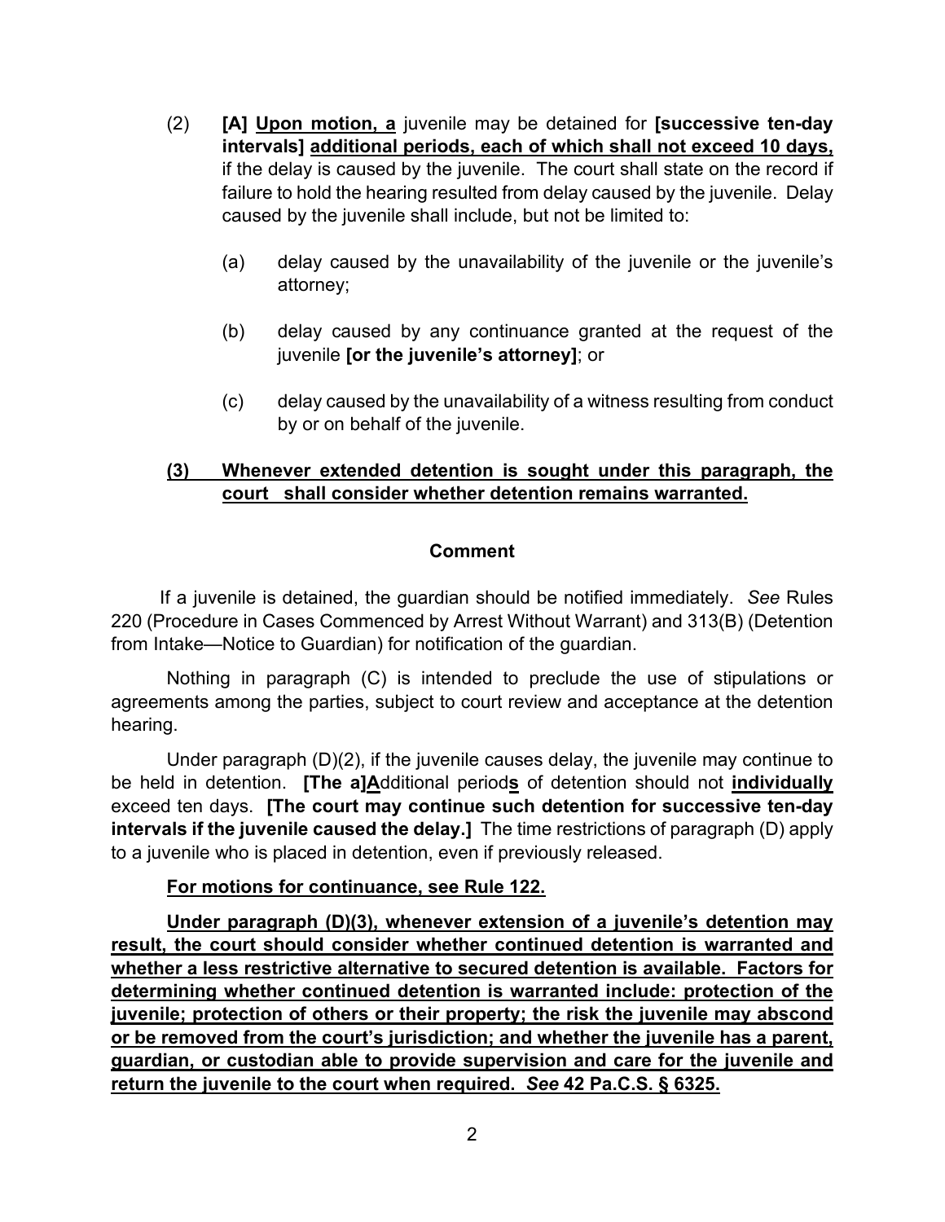(2) **[A]** **<u>Upon motion, a</u>** juvenile may be detained for **[successive ten-day intervals]** **<u>additional periods, each of which shall not exceed 10 days,</u>** if the delay is caused by the juvenile. The court shall state on the record if failure to hold the hearing resulted from delay caused by the juvenile. Delay caused by the juvenile shall include, but not be limited to:

(a) delay caused by the unavailability of the juvenile or the juvenile's attorney;

(b) delay caused by any continuance granted at the request of the juvenile **[or the juvenile's attorney]**; or

(c) delay caused by the unavailability of a witness resulting from conduct by or on behalf of the juvenile.

**<u>(3) Whenever extended detention is sought under this paragraph, the court shall consider whether detention remains warranted.</u>**

## Comment

If a juvenile is detained, the guardian should be notified immediately. *See* Rules 220 (Procedure in Cases Commenced by Arrest Without Warrant) and 313(B) (Detention from Intake—Notice to Guardian) for notification of the guardian.

Nothing in paragraph (C) is intended to preclude the use of stipulations or agreements among the parties, subject to court review and acceptance at the detention hearing.

Under paragraph (D)(2), if the juvenile causes delay, the juvenile may continue to be held in detention. **[The a]<u>A</u>**dditional period**<u>s</u>** of detention should not **<u>individually</u>** exceed ten days. **[The court may continue such detention for successive ten-day intervals if the juvenile caused the delay.]** The time restrictions of paragraph (D) apply to a juvenile who is placed in detention, even if previously released.

**<u>For motions for continuance, see Rule 122.</u>**

**<u>Under paragraph (D)(3), whenever extension of a juvenile's detention may result, the court should consider whether continued detention is warranted and whether a less restrictive alternative to secured detention is available. Factors for determining whether continued detention is warranted include: protection of the juvenile; protection of others or their property; the risk the juvenile may abscond or be removed from the court's jurisdiction; and whether the juvenile has a parent, guardian, or custodian able to provide supervision and care for the juvenile and return the juvenile to the court when required. *See* 42 Pa.C.S. § 6325.</u>**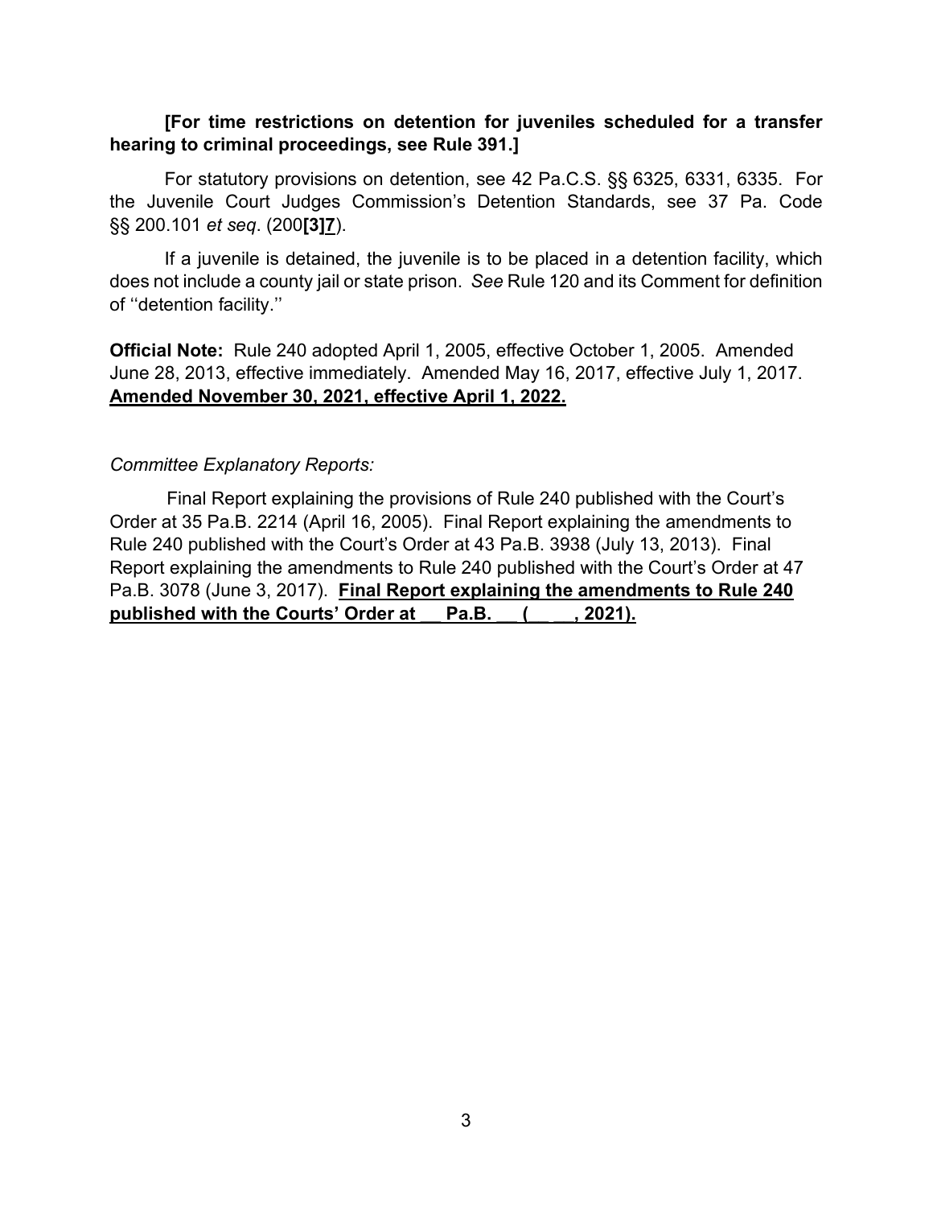**[For time restrictions on detention for juveniles scheduled for a transfer hearing to criminal proceedings, see Rule 391.]**

For statutory provisions on detention, see 42 Pa.C.S. §§ 6325, 6331, 6335. For the Juvenile Court Judges Commission's Detention Standards, see 37 Pa. Code §§ 200.101 *et seq*. (200**[3]**<u>**7**</u>).

If a juvenile is detained, the juvenile is to be placed in a detention facility, which does not include a county jail or state prison. *See* Rule 120 and its Comment for definition of ''detention facility.''

**Official Note:** Rule 240 adopted April 1, 2005, effective October 1, 2005. Amended June 28, 2013, effective immediately. Amended May 16, 2017, effective July 1, 2017. <u>**Amended November 30, 2021, effective April 1, 2022.**</u>

*Committee Explanatory Reports:*

Final Report explaining the provisions of Rule 240 published with the Court's Order at 35 Pa.B. 2214 (April 16, 2005). Final Report explaining the amendments to Rule 240 published with the Court's Order at 43 Pa.B. 3938 (July 13, 2013). Final Report explaining the amendments to Rule 240 published with the Court's Order at 47 Pa.B. 3078 (June 3, 2017). <u>**Final Report explaining the amendments to Rule 240 published with the Courts' Order at __ Pa.B. __ (__ __, 2021).**</u>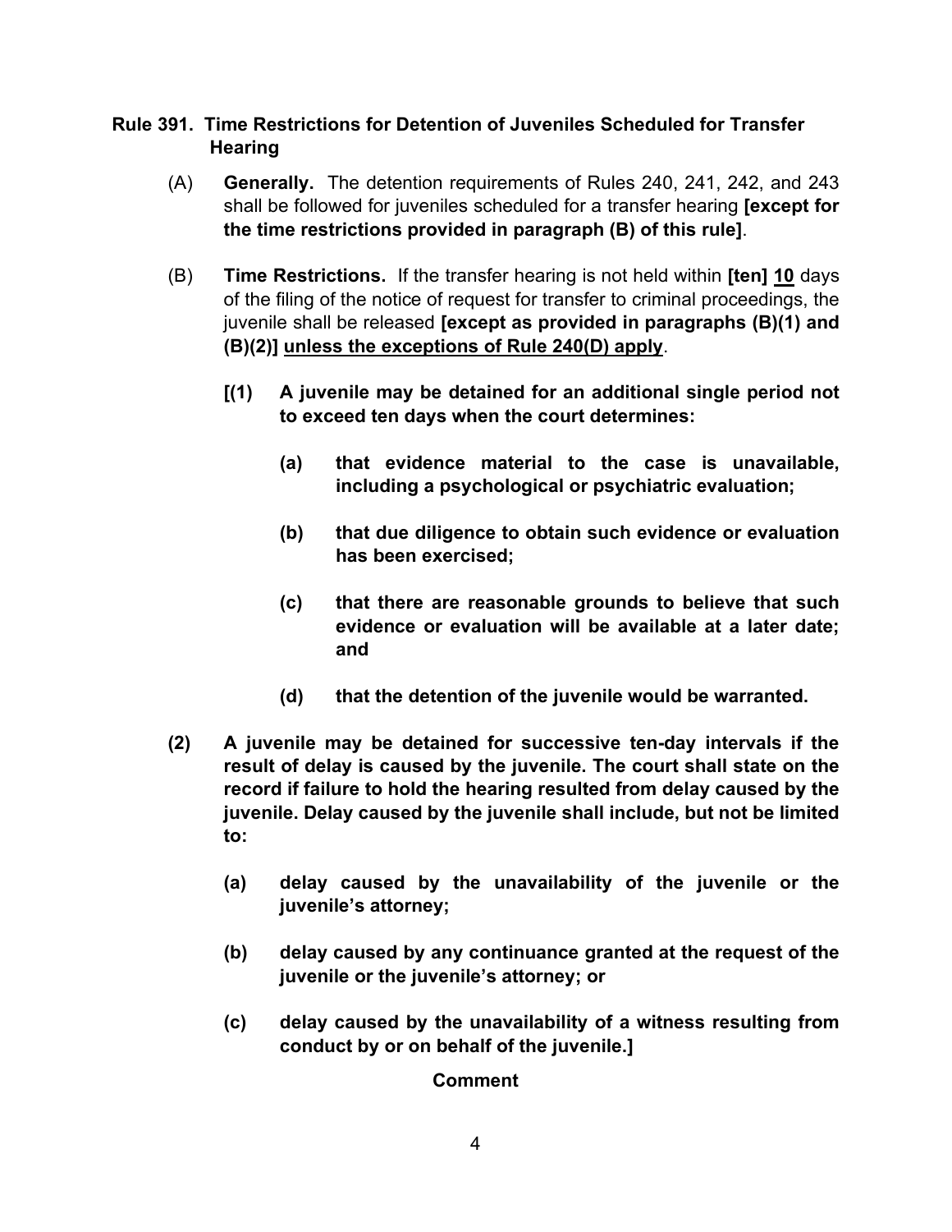## Rule 391. Time Restrictions for Detention of Juveniles Scheduled for Transfer Hearing

(A) **Generally.** The detention requirements of Rules 240, 241, 242, and 243 shall be followed for juveniles scheduled for a transfer hearing **[except for the time restrictions provided in paragraph (B) of this rule]**.

(B) **Time Restrictions.** If the transfer hearing is not held within **[ten]** <u>**10**</u> days of the filing of the notice of request for transfer to criminal proceedings, the juvenile shall be released **[except as provided in paragraphs (B)(1) and (B)(2)]** <u>unless the exceptions of Rule 240(D) apply</u>.

**[(1) A juvenile may be detained for an additional single period not to exceed ten days when the court determines:**

**(a) that evidence material to the case is unavailable, including a psychological or psychiatric evaluation;**

**(b) that due diligence to obtain such evidence or evaluation has been exercised;**

**(c) that there are reasonable grounds to believe that such evidence or evaluation will be available at a later date; and**

**(d) that the detention of the juvenile would be warranted.**

**(2) A juvenile may be detained for successive ten-day intervals if the result of delay is caused by the juvenile. The court shall state on the record if failure to hold the hearing resulted from delay caused by the juvenile. Delay caused by the juvenile shall include, but not be limited to:**

**(a) delay caused by the unavailability of the juvenile or the juvenile's attorney;**

**(b) delay caused by any continuance granted at the request of the juvenile or the juvenile's attorney; or**

**(c) delay caused by the unavailability of a witness resulting from conduct by or on behalf of the juvenile.]**

**Comment**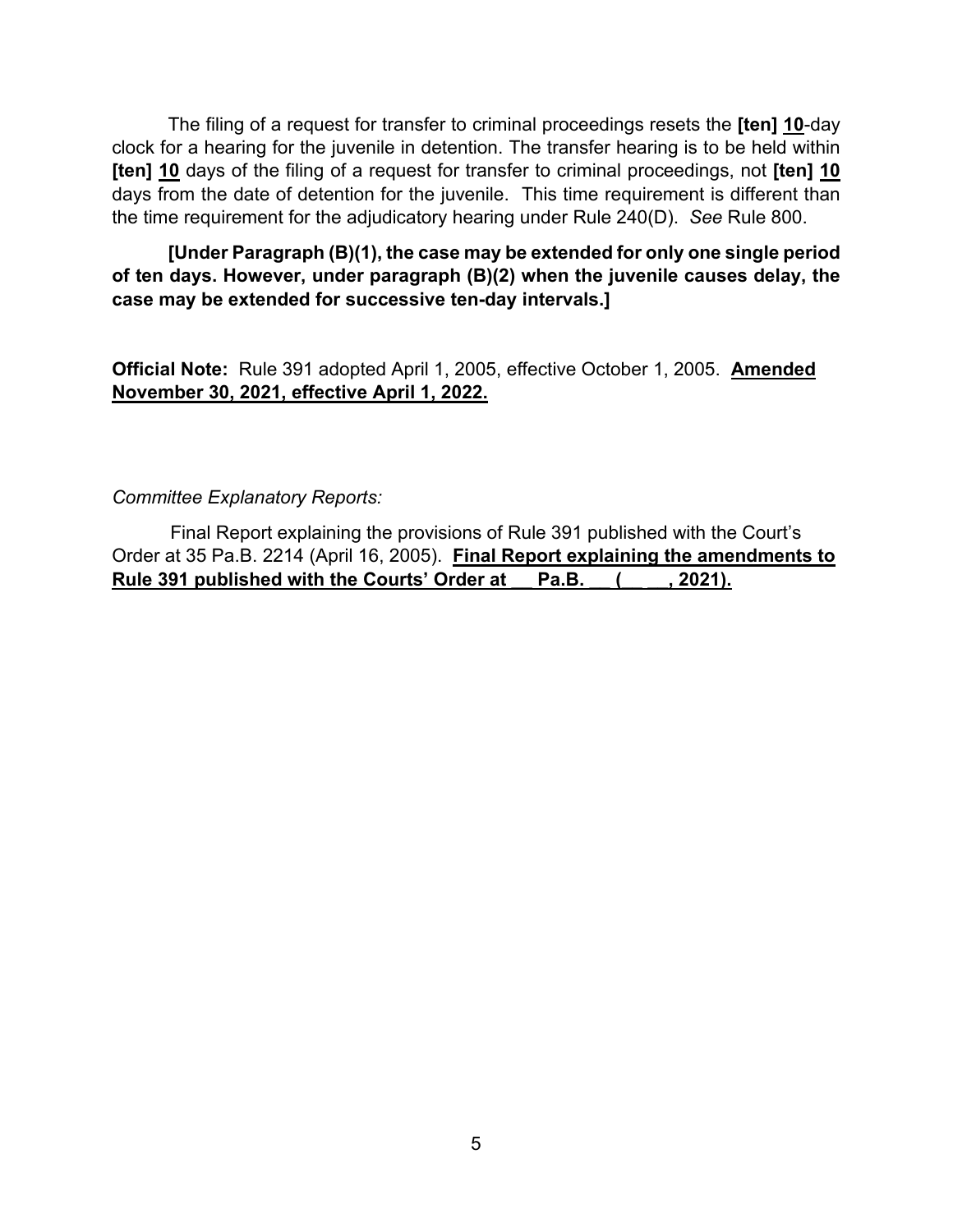The filing of a request for transfer to criminal proceedings resets the **[ten]** **<u>10</u>**-day clock for a hearing for the juvenile in detention. The transfer hearing is to be held within **[ten]** **<u>10</u>** days of the filing of a request for transfer to criminal proceedings, not **[ten]** **<u>10</u>** days from the date of detention for the juvenile. This time requirement is different than the time requirement for the adjudicatory hearing under Rule 240(D). *See* Rule 800.

**[Under Paragraph (B)(1), the case may be extended for only one single period of ten days. However, under paragraph (B)(2) when the juvenile causes delay, the case may be extended for successive ten-day intervals.]**

**Official Note:** Rule 391 adopted April 1, 2005, effective October 1, 2005. **<u>Amended November 30, 2021, effective April 1, 2022.</u>**

*Committee Explanatory Reports:*

Final Report explaining the provisions of Rule 391 published with the Court's Order at 35 Pa.B. 2214 (April 16, 2005). **<u>Final Report explaining the amendments to Rule 391 published with the Courts' Order at __ Pa.B. __ (__ __, 2021).</u>**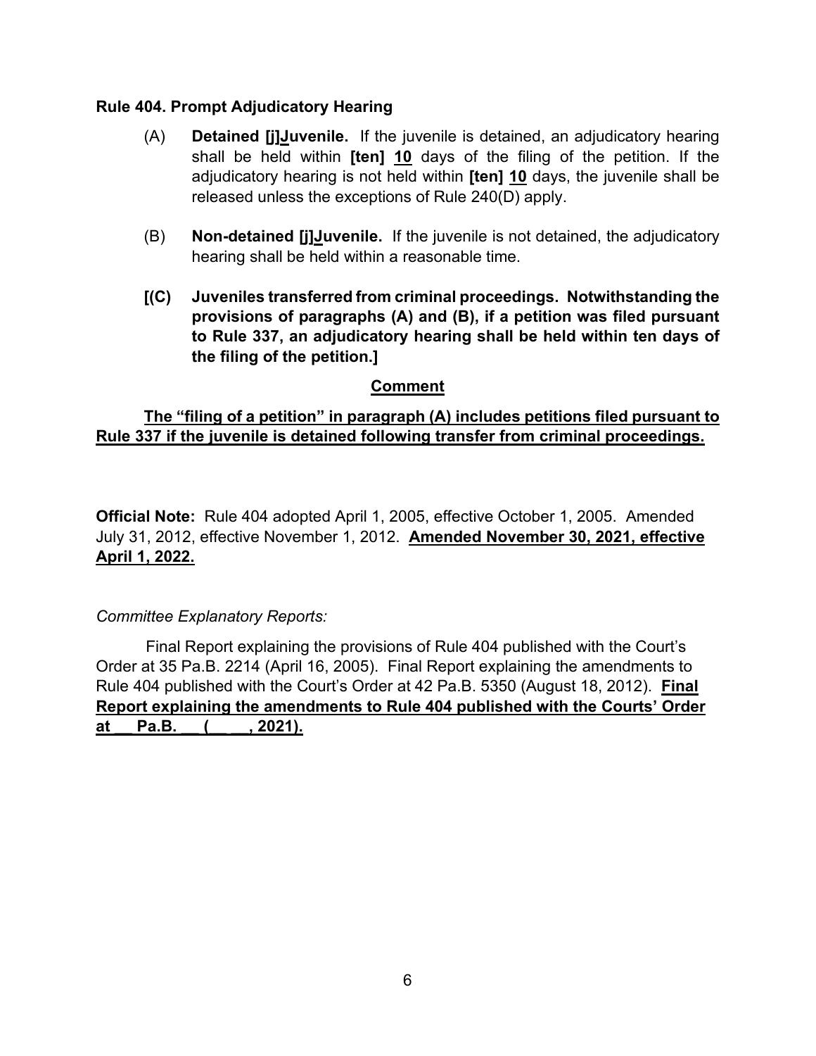**Rule 404. Prompt Adjudicatory Hearing**

(A) **Detained [j]Juvenile.** If the juvenile is detained, an adjudicatory hearing shall be held within **[ten]** **10** days of the filing of the petition. If the adjudicatory hearing is not held within **[ten]** **10** days, the juvenile shall be released unless the exceptions of Rule 240(D) apply.

(B) **Non-detained [j]Juvenile.** If the juvenile is not detained, the adjudicatory hearing shall be held within a reasonable time.

**[(C) Juveniles transferred from criminal proceedings. Notwithstanding the provisions of paragraphs (A) and (B), if a petition was filed pursuant to Rule 337, an adjudicatory hearing shall be held within ten days of the filing of the petition.]**

**Comment**

**The "filing of a petition" in paragraph (A) includes petitions filed pursuant to Rule 337 if the juvenile is detained following transfer from criminal proceedings.**

**Official Note:** Rule 404 adopted April 1, 2005, effective October 1, 2005. Amended July 31, 2012, effective November 1, 2012. **Amended November 30, 2021, effective April 1, 2022.**

*Committee Explanatory Reports:*

Final Report explaining the provisions of Rule 404 published with the Court's Order at 35 Pa.B. 2214 (April 16, 2005). Final Report explaining the amendments to Rule 404 published with the Court's Order at 42 Pa.B. 5350 (August 18, 2012). **Final Report explaining the amendments to Rule 404 published with the Courts' Order at \_\_ Pa.B. \_\_ (\_\_ \_\_, 2021).**